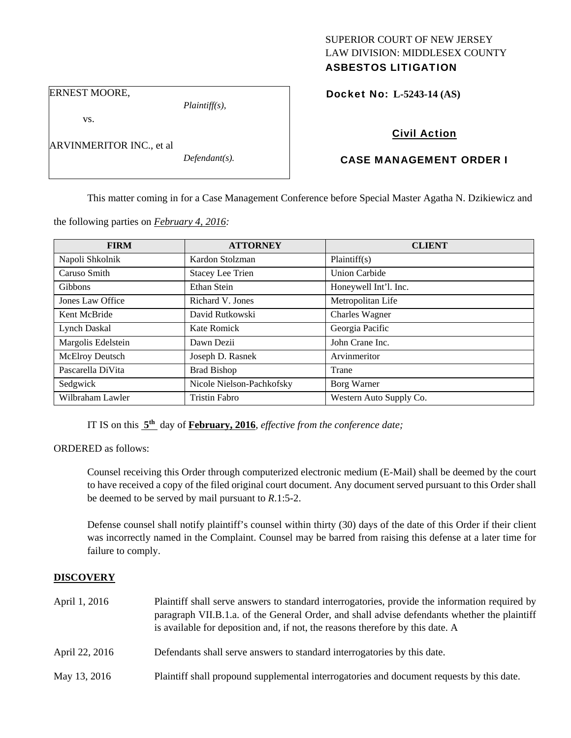SUPERIOR COURT OF NEW JERSEY
LAW DIVISION: MIDDLESEX COUNTY
**ASBESTOS LITIGATION**

ERNEST MOORE,
*Plaintiff(s),*

vs.

ARVINMERITOR INC., et al
*Defendant(s).*

**Docket No: L-5243-14 (AS)**

**Civil Action**

**CASE MANAGEMENT ORDER I**

This matter coming in for a Case Management Conference before Special Master Agatha N. Dzikiewicz and the following parties on *February 4, 2016:*

| FIRM | ATTORNEY | CLIENT |
|---|---|---|
| Napoli Shkolnik | Kardon Stolzman | Plaintiff(s) |
| Caruso Smith | Stacey Lee Trien | Union Carbide |
| Gibbons | Ethan Stein | Honeywell Int'l. Inc. |
| Jones Law Office | Richard V. Jones | Metropolitan Life |
| Kent McBride | David Rutkowski | Charles Wagner |
| Lynch Daskal | Kate Romick | Georgia Pacific |
| Margolis Edelstein | Dawn Dezii | John Crane Inc. |
| McElroy Deutsch | Joseph D. Rasnek | Arvinmeritor |
| Pascarella DiVita | Brad Bishop | Trane |
| Sedgwick | Nicole Nielson-Pachkofsky | Borg Warner |
| Wilbraham Lawler | Tristin Fabro | Western Auto Supply Co. |

IT IS on this **5th** day of **February, 2016**, *effective from the conference date;*

ORDERED as follows:

Counsel receiving this Order through computerized electronic medium (E-Mail) shall be deemed by the court to have received a copy of the filed original court document. Any document served pursuant to this Order shall be deemed to be served by mail pursuant to *R*.1:5-2.

Defense counsel shall notify plaintiff's counsel within thirty (30) days of the date of this Order if their client was incorrectly named in the Complaint. Counsel may be barred from raising this defense at a later time for failure to comply.

## DISCOVERY

| | |
|---|---|
| April 1, 2016 | Plaintiff shall serve answers to standard interrogatories, provide the information required by paragraph VII.B.1.a. of the General Order, and shall advise defendants whether the plaintiff is available for deposition and, if not, the reasons therefore by this date. A |
| April 22, 2016 | Defendants shall serve answers to standard interrogatories by this date. |
| May 13, 2016 | Plaintiff shall propound supplemental interrogatories and document requests by this date. |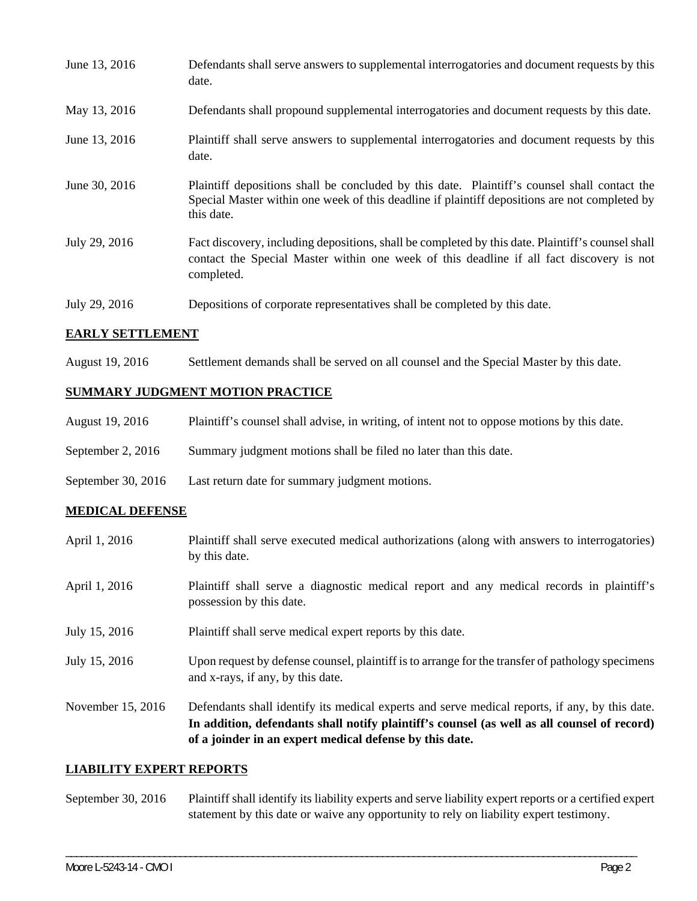| | |
|---|---|
| June 13, 2016 | Defendants shall serve answers to supplemental interrogatories and document requests by this date. |
| May 13, 2016 | Defendants shall propound supplemental interrogatories and document requests by this date. |
| June 13, 2016 | Plaintiff shall serve answers to supplemental interrogatories and document requests by this date. |
| June 30, 2016 | Plaintiff depositions shall be concluded by this date. Plaintiff's counsel shall contact the Special Master within one week of this deadline if plaintiff depositions are not completed by this date. |
| July 29, 2016 | Fact discovery, including depositions, shall be completed by this date. Plaintiff's counsel shall contact the Special Master within one week of this deadline if all fact discovery is not completed. |
| July 29, 2016 | Depositions of corporate representatives shall be completed by this date. |

## EARLY SETTLEMENT

| | |
|---|---|
| August 19, 2016 | Settlement demands shall be served on all counsel and the Special Master by this date. |

## SUMMARY JUDGMENT MOTION PRACTICE

| | |
|---|---|
| August 19, 2016 | Plaintiff's counsel shall advise, in writing, of intent not to oppose motions by this date. |
| September 2, 2016 | Summary judgment motions shall be filed no later than this date. |
| September 30, 2016 | Last return date for summary judgment motions. |

## MEDICAL DEFENSE

| | |
|---|---|
| April 1, 2016 | Plaintiff shall serve executed medical authorizations (along with answers to interrogatories) by this date. |
| April 1, 2016 | Plaintiff shall serve a diagnostic medical report and any medical records in plaintiff's possession by this date. |
| July 15, 2016 | Plaintiff shall serve medical expert reports by this date. |
| July 15, 2016 | Upon request by defense counsel, plaintiff is to arrange for the transfer of pathology specimens and x-rays, if any, by this date. |
| November 15, 2016 | Defendants shall identify its medical experts and serve medical reports, if any, by this date. **In addition, defendants shall notify plaintiff's counsel (as well as all counsel of record) of a joinder in an expert medical defense by this date.** |

## LIABILITY EXPERT REPORTS

| | |
|---|---|
| September 30, 2016 | Plaintiff shall identify its liability experts and serve liability expert reports or a certified expert statement by this date or waive any opportunity to rely on liability expert testimony. |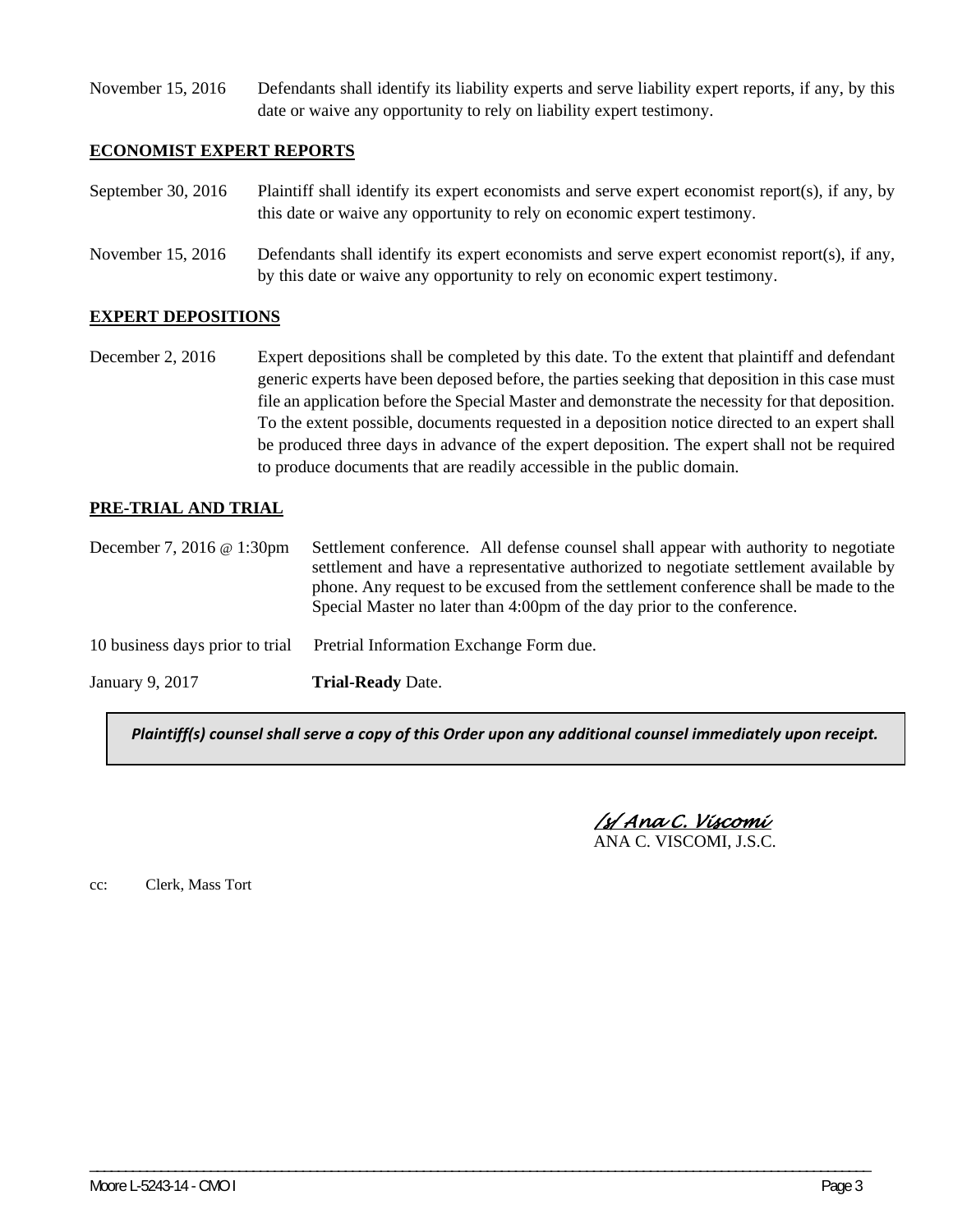| | |
|---|---|
| November 15, 2016 | Defendants shall identify its liability experts and serve liability expert reports, if any, by this date or waive any opportunity to rely on liability expert testimony. |

## ECONOMIST EXPERT REPORTS

| | |
|---|---|
| September 30, 2016 | Plaintiff shall identify its expert economists and serve expert economist report(s), if any, by this date or waive any opportunity to rely on economic expert testimony. |
| November 15, 2016 | Defendants shall identify its expert economists and serve expert economist report(s), if any, by this date or waive any opportunity to rely on economic expert testimony. |

## EXPERT DEPOSITIONS

| | |
|---|---|
| December 2, 2016 | Expert depositions shall be completed by this date. To the extent that plaintiff and defendant generic experts have been deposed before, the parties seeking that deposition in this case must file an application before the Special Master and demonstrate the necessity for that deposition. To the extent possible, documents requested in a deposition notice directed to an expert shall be produced three days in advance of the expert deposition. The expert shall not be required to produce documents that are readily accessible in the public domain. |

## PRE-TRIAL AND TRIAL

| | |
|---|---|
| December 7, 2016 @ 1:30pm | Settlement conference. All defense counsel shall appear with authority to negotiate settlement and have a representative authorized to negotiate settlement available by phone. Any request to be excused from the settlement conference shall be made to the Special Master no later than 4:00pm of the day prior to the conference. |
| 10 business days prior to trial | Pretrial Information Exchange Form due. |
| January 9, 2017 | **Trial-Ready** Date. |

***Plaintiff(s) counsel shall serve a copy of this Order upon any additional counsel immediately upon receipt.***

*/s/ Ana C. Viscomi*
ANA C. VISCOMI, J.S.C.

cc: Clerk, Mass Tort